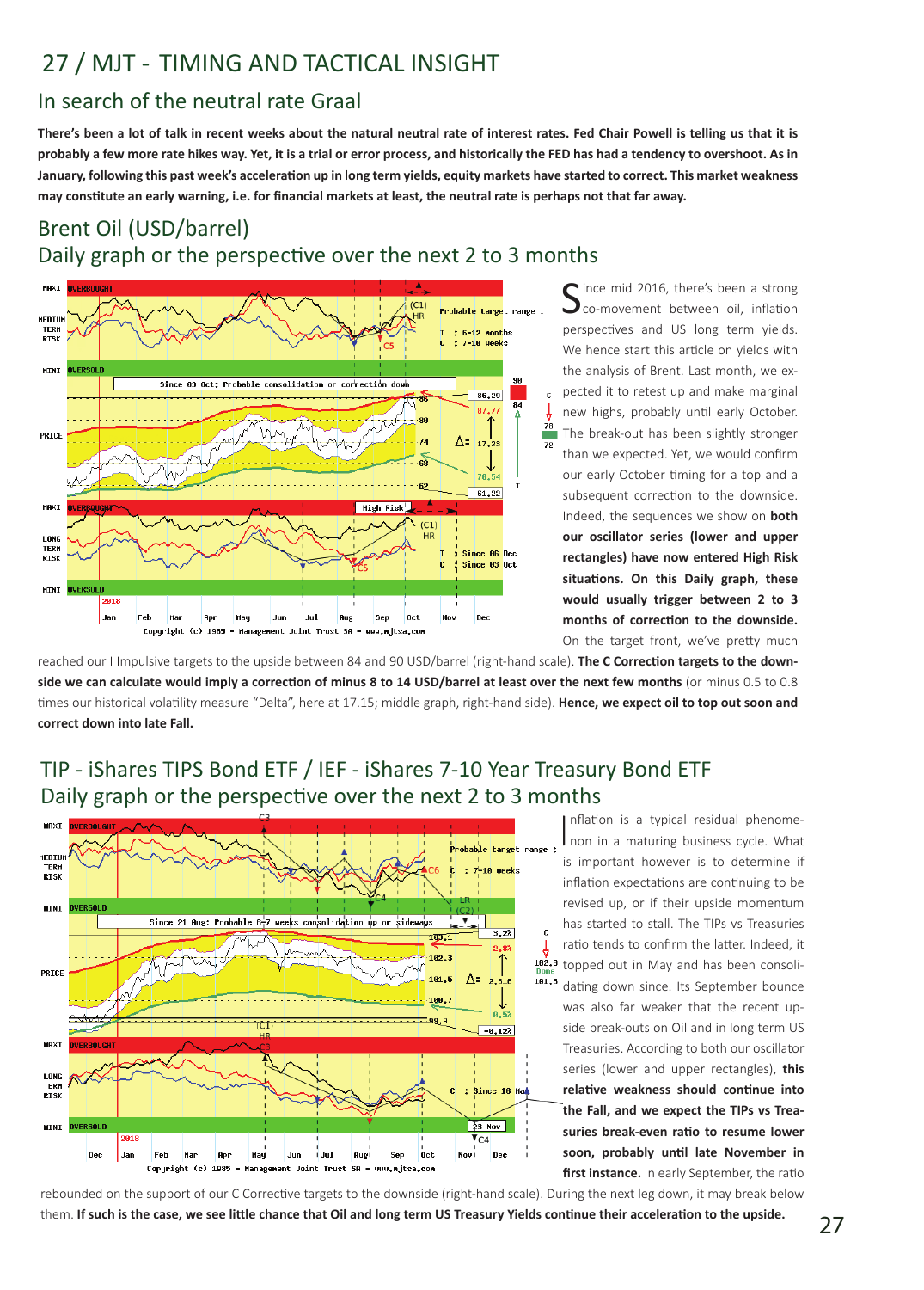# 27 / MJT - TIMING AND TACTICAL INSIGHT

## In search of the neutral rate Graal

**There's been a lot of talk in recent weeks about the natural neutral rate of interest rates. Fed Chair Powell is telling us that it is probably a few more rate hikes way. Yet, it is a trial or error process, and historically the FED has had a tendency to overshoot. As in January, following this past week's acceleration up in long term yields, equity markets have started to correct. This market weakness may constitute an early warning, i.e. for financial markets at least, the neutral rate is perhaps not that far away.**

## Brent Oil (USD/barrel)

### Daily graph or the perspective over the next 2 to 3 months

Since mid 2016, there's been a strong co-movement between oil, inflation perspectives and US long term yields. We hence start this article on yields with the analysis of Brent. Last month, we expected it to retest up and make marginal new highs, probably until early October. The break-out has been slightly stronger than we expected. Yet, we would confirm our early October timing for a top and a subsequent correction to the downside. Indeed, the sequences we show on **both our oscillator series (lower and upper rectangles) have now entered High Risk situations. On this Daily graph, these would usually trigger between 2 to 3 months of correction to the downside.** On the target front, we've pretty much reached our I Impulsive targets to the upside between 84 and 90 USD/barrel (right-hand scale). **The C Correction targets to the downside we can calculate would imply a correction of minus 8 to 14 USD/barrel at least over the next few months** (or minus 0.5 to 0.8 times our historical volatility measure "Delta", here at 17.15; middle graph, right-hand side). **Hence, we expect oil to top out soon and correct down into late Fall.**

## TIP - iShares TIPS Bond ETF / IEF - iShares 7-10 Year Treasury Bond ETF

### Daily graph or the perspective over the next 2 to 3 months

Inflation is a typical residual phenomenon in a maturing business cycle. What is important however is to determine if inflation expectations are continuing to be revised up, or if their upside momentum has started to stall. The TIPs vs Treasuries ratio tends to confirm the latter. Indeed, it topped out in May and has been consolidating down since. Its September bounce was also far weaker that the recent upside break-outs on Oil and in long term US Treasuries. According to both our oscillator series (lower and upper rectangles), **this relative weakness should continue into the Fall, and we expect the TIPs vs Treasuries break-even ratio to resume lower soon, probably until late November in first instance.** In early September, the ratio rebounded on the support of our C Corrective targets to the downside (right-hand scale). During the next leg down, it may break below them. **If such is the case, we see little chance that Oil and long term US Treasury Yields continue their acceleration to the upside.**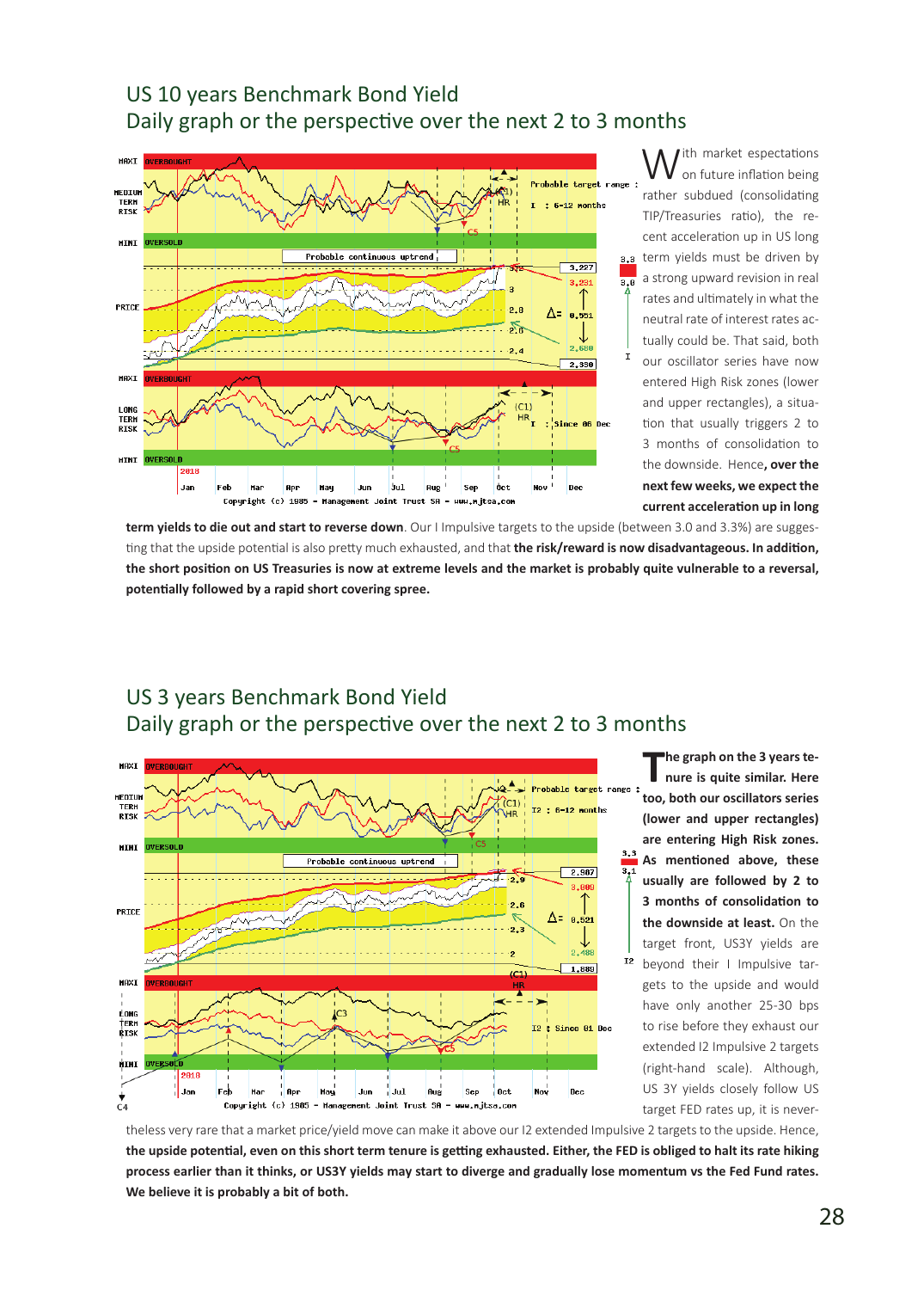## US 10 years Benchmark Bond Yield
## Daily graph or the perspective over the next 2 to 3 months

With market expectations on future inflation being rather subdued (consolidating TIP/Treasuries ratio), the recent acceleration up in US long term yields must be driven by a strong upward revision in real rates and ultimately in what the neutral rate of interest rates actually could be. That said, both our oscillator series have now entered High Risk zones (lower and upper rectangles), a situation that usually triggers 2 to 3 months of consolidation to the downside. Hence, **over the next few weeks, we expect the current acceleration up in long term yields to die out and start to reverse down**. Our I Impulsive targets to the upside (between 3.0 and 3.3%) are suggesting that the upside potential is also pretty much exhausted, and that **the risk/reward is now disadvantageous. In addition, the short position on US Treasuries is now at extreme levels and the market is probably quite vulnerable to a reversal, potentially followed by a rapid short covering spree.**

## US 3 years Benchmark Bond Yield
## Daily graph or the perspective over the next 2 to 3 months

**The graph on the 3 years tenure is quite similar. Here too, both our oscillators series (lower and upper rectangles) are entering High Risk zones. As mentioned above, these usually are followed by 2 to 3 months of consolidation to the downside at least.** On the target front, US3Y yields are beyond their I Impulsive targets to the upside and would have only another 25-30 bps to rise before they exhaust our extended I2 Impulsive 2 targets (right-hand scale). Although, US 3Y yields closely follow US target FED rates up, it is nevertheless very rare that a market price/yield move can make it above our I2 extended Impulsive 2 targets to the upside. Hence, **the upside potential, even on this short term tenure is getting exhausted. Either, the FED is obliged to halt its rate hiking process earlier than it thinks, or US3Y yields may start to diverge and gradually lose momentum vs the Fed Fund rates. We believe it is probably a bit of both.**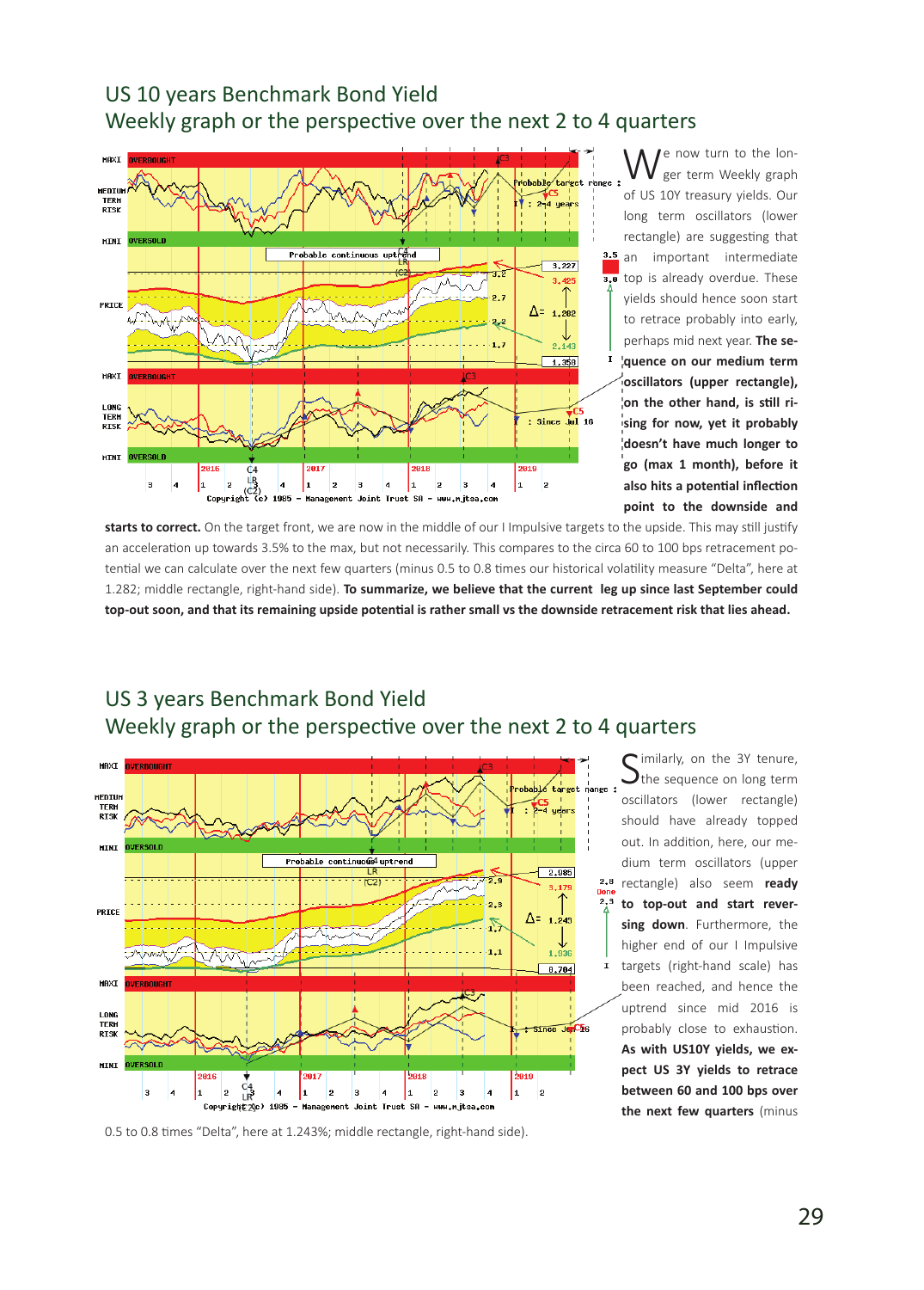## US 10 years Benchmark Bond Yield
## Weekly graph or the perspective over the next 2 to 4 quarters

We now turn to the longer term Weekly graph of US 10Y treasury yields. Our long term oscillators (lower rectangle) are suggesting that an important intermediate top is already overdue. These yields should hence soon start to retrace probably into early, perhaps mid next year. **The sequence on our medium term oscillators (upper rectangle), on the other hand, is still rising for now, yet it probably doesn't have much longer to go (max 1 month), before it also hits a potential inflection point to the downside and starts to correct.** On the target front, we are now in the middle of our I Impulsive targets to the upside. This may still justify an acceleration up towards 3.5% to the max, but not necessarily. This compares to the circa 60 to 100 bps retracement potential we can calculate over the next few quarters (minus 0.5 to 0.8 times our historical volatility measure "Delta", here at 1.282; middle rectangle, right-hand side). **To summarize, we believe that the current leg up since last September could top-out soon, and that its remaining upside potential is rather small vs the downside retracement risk that lies ahead.**

## US 3 years Benchmark Bond Yield
## Weekly graph or the perspective over the next 2 to 4 quarters

Similarly, on the 3Y tenure, the sequence on long term oscillators (lower rectangle) should have already topped out. In addition, here, our medium term oscillators (upper rectangle) also seem **ready to top-out and start reversing down**. Furthermore, the higher end of our I Impulsive targets (right-hand scale) has been reached, and hence the uptrend since mid 2016 is probably close to exhaustion. **As with US10Y yields, we expect US 3Y yields to retrace between 60 and 100 bps over the next few quarters** (minus 0.5 to 0.8 times "Delta", here at 1.243%; middle rectangle, right-hand side).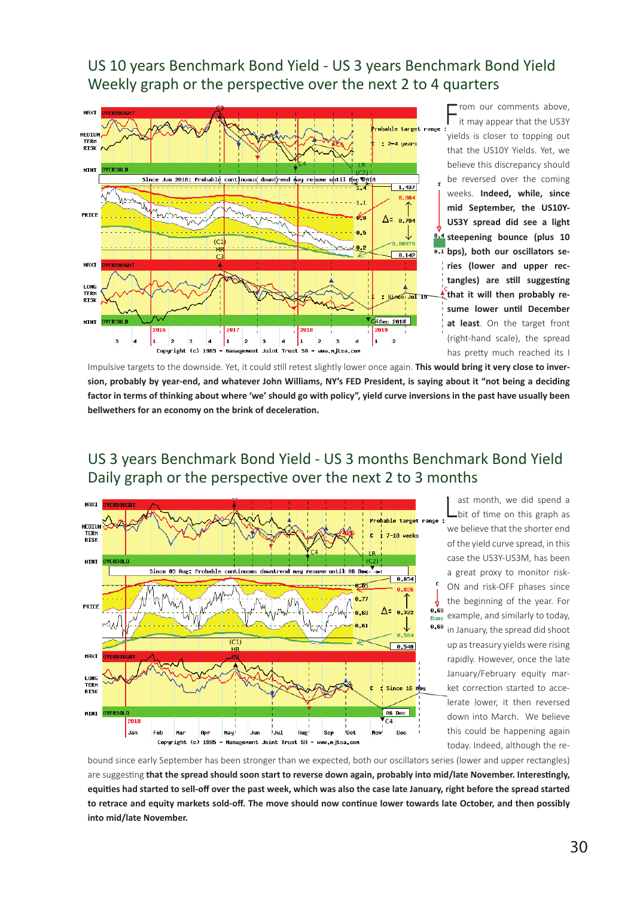## US 10 years Benchmark Bond Yield - US 3 years Benchmark Bond Yield
## Weekly graph or the perspective over the next 2 to 4 quarters

From our comments above, it may appear that the US3Y yields is closer to topping out that the US10Y Yields. Yet, we believe this discrepancy should be reversed over the coming weeks. **Indeed, while, since mid September, the US10Y-US3Y spread did see a light steepening bounce (plus 10 bps), both our oscillators series (lower and upper rectangles) are still suggesting that it will then probably resume lower until December at least**. On the target front (right-hand scale), the spread has pretty much reached its I Impulsive targets to the downside. Yet, it could still retest slightly lower once again. **This would bring it very close to inversion, probably by year-end, and whatever John Williams, NY's FED President, is saying about it "not being a deciding factor in terms of thinking about where 'we' should go with policy", yield curve inversions in the past have usually been bellwethers for an economy on the brink of deceleration.**

## US 3 years Benchmark Bond Yield - US 3 months Benchmark Bond Yield
## Daily graph or the perspective over the next 2 to 3 months

Last month, we did spend a bit of time on this graph as we believe that the shorter end of the yield curve spread, in this case the US3Y-US3M, has been a great proxy to monitor risk-ON and risk-OFF phases since the beginning of the year. For example, and similarly to today, in January, the spread did shoot up as treasury yields were rising rapidly. However, once the late January/February equity market correction started to accelerate lower, it then reversed down into March. We believe this could be happening again today. Indeed, although the rebound since early September has been stronger than we expected, both our oscillators series (lower and upper rectangles) are suggesting **that the spread should soon start to reverse down again, probably into mid/late November. Interestingly, equities had started to sell-off over the past week, which was also the case late January, right before the spread started to retrace and equity markets sold-off. The move should now continue lower towards late October, and then possibly into mid/late November.**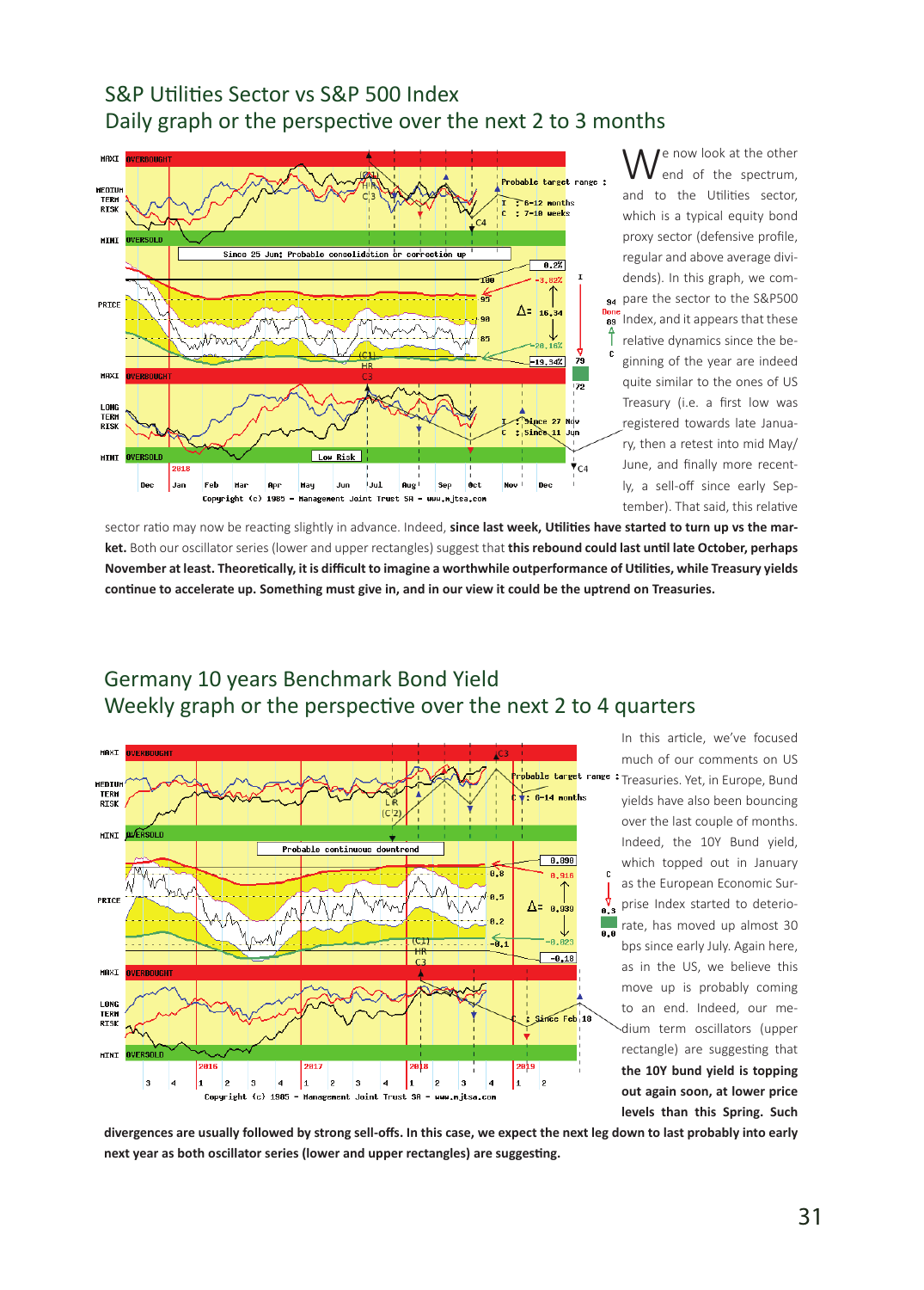## S&P Utilities Sector vs S&P 500 Index
### Daily graph or the perspective over the next 2 to 3 months

We now look at the other end of the spectrum, and to the Utilities sector, which is a typical equity bond proxy sector (defensive profile, regular and above average dividends). In this graph, we compare the sector to the S&P500 Index, and it appears that these relative dynamics since the beginning of the year are indeed quite similar to the ones of US Treasury (i.e. a first low was registered towards late January, then a retest into mid May/June, and finally more recently, a sell-off since early September). That said, this relative sector ratio may now be reacting slightly in advance. Indeed, **since last week, Utilities have started to turn up vs the market.** Both our oscillator series (lower and upper rectangles) suggest that **this rebound could last until late October, perhaps November at least. Theoretically, it is difficult to imagine a worthwhile outperformance of Utilities, while Treasury yields continue to accelerate up. Something must give in, and in our view it could be the uptrend on Treasuries.**

## Germany 10 years Benchmark Bond Yield
### Weekly graph or the perspective over the next 2 to 4 quarters

In this article, we've focused much of our comments on US Treasuries. Yet, in Europe, Bund yields have also been bouncing over the last couple of months. Indeed, the 10Y Bund yield, which topped out in January as the European Economic Surprise Index started to deteriorate, has moved up almost 30 bps since early July. Again here, as in the US, we believe this move up is probably coming to an end. Indeed, our medium term oscillators (upper rectangle) are suggesting that **the 10Y bund yield is topping out again soon, at lower price levels than this Spring. Such divergences are usually followed by strong sell-offs. In this case, we expect the next leg down to last probably into early next year as both oscillator series (lower and upper rectangles) are suggesting.**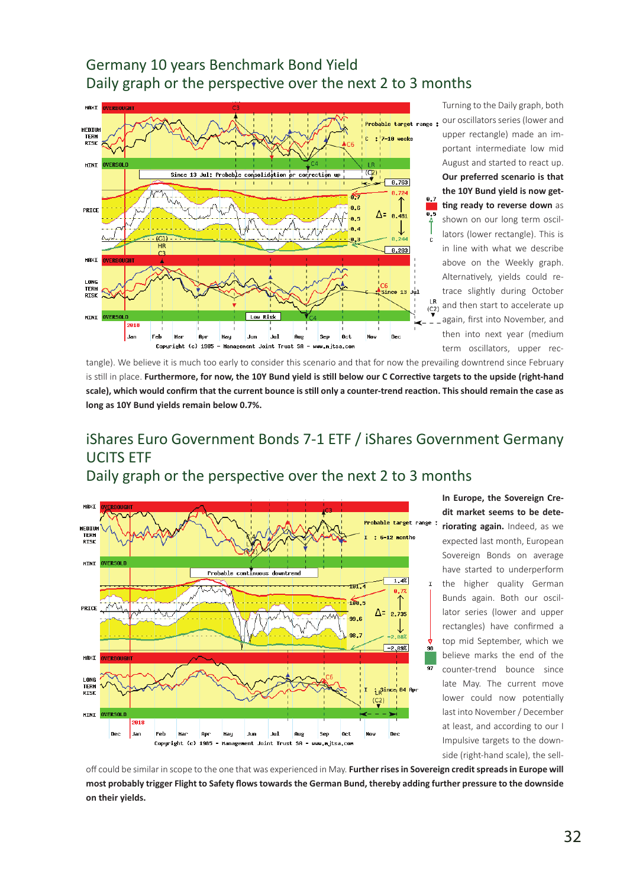## Germany 10 years Benchmark Bond Yield
## Daily graph or the perspective over the next 2 to 3 months

Turning to the Daily graph, both our oscillators series (lower and upper rectangle) made an important intermediate low mid August and started to react up. **Our preferred scenario is that the 10Y Bund yield is now getting ready to reverse down** as shown on our long term oscillators (lower rectangle). This is in line with what we describe above on the Weekly graph. Alternatively, yields could retrace slightly during October and then start to accelerate up again, first into November, and then into next year (medium term oscillators, upper rectangle). We believe it is much too early to consider this scenario and that for now the prevailing downtrend since February is still in place. **Furthermore, for now, the 10Y Bund yield is still below our C Corrective targets to the upside (right-hand scale), which would confirm that the current bounce is still only a counter-trend reaction. This should remain the case as long as 10Y Bund yields remain below 0.7%.**

## iShares Euro Government Bonds 7-1 ETF / iShares Government Germany UCITS ETF
## Daily graph or the perspective over the next 2 to 3 months

**In Europe, the Sovereign Credit market seems to be deteriorating again.** Indeed, as we expected last month, European Sovereign Bonds on average have started to underperform the higher quality German Bunds again. Both our oscillator series (lower and upper rectangles) have confirmed a top mid September, which we believe marks the end of the counter-trend bounce since late May. The current move lower could now potentially last into November / December at least, and according to our I Impulsive targets to the downside (right-hand scale), the sell-off could be similar in scope to the one that was experienced in May. **Further rises in Sovereign credit spreads in Europe will most probably trigger Flight to Safety flows towards the German Bund, thereby adding further pressure to the downside on their yields.**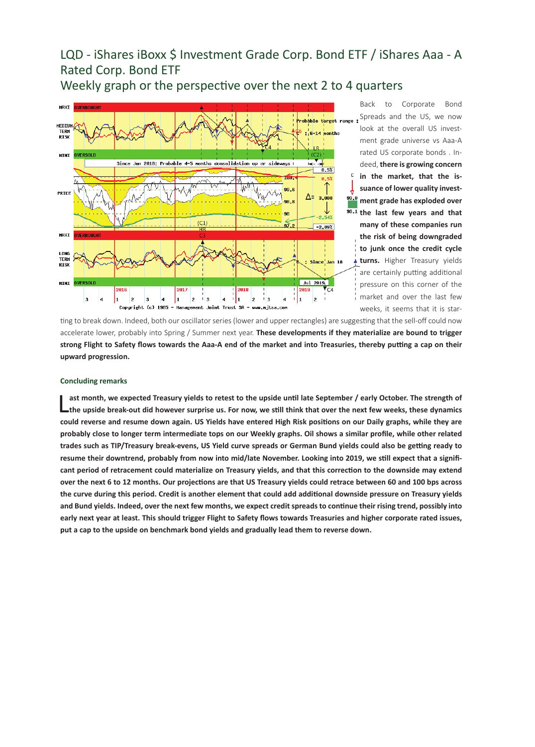# LQD - iShares iBoxx $ Investment Grade Corp. Bond ETF / iShares Aaa - A Rated Corp. Bond ETF

## Weekly graph or the perspective over the next 2 to 4 quarters

MAXI OVERBOUGHT

MEDIUM TERM RISK

MINI OVERSOLD

Probable target range : 6-14 months

C4

C5

LR (C2)

Since Jun 2018: Probable 4-5 months consolidation up or sideways

0.5%

100.4

0.5%

99.6

PRICE

98.8

Δ= 3,000

99.0

98

98.1

-2.54%

97.2

-2.89%

(C1)

HR

C3

MAXI OVERBOUGHT

LONG TERM RISK

Since Jan 18

MINI OVERSOLD

Jul 2019

C4

2016 2017 2018 2019

3 4 1 2 3 4 1 2 3 4 1 2 3 4 1 2

Copyright (c) 1985 - Management Joint Trust SA - www.mjtsa.com

Back to Corporate Bond Spreads and the US, we now look at the overall US investment grade universe vs Aaa-A rated US corporate bonds . Indeed, **there is growing concern in the market, that the issuance of lower quality investment grade has exploded over the last few years and that many of these companies run the risk of being downgraded to junk once the credit cycle turns.** Higher Treasury yields are certainly putting additional pressure on this corner of the market and over the last few weeks, it seems that it is starting to break down. Indeed, both our oscillator series (lower and upper rectangles) are suggesting that the sell-off could now accelerate lower, probably into Spring / Summer next year. **These developments if they materialize are bound to trigger strong Flight to Safety flows towards the Aaa-A end of the market and into Treasuries, thereby putting a cap on their upward progression.**

### Concluding remarks

**Last month, we expected Treasury yields to retest to the upside until late September / early October. The strength of the upside break-out did however surprise us. For now, we still think that over the next few weeks, these dynamics could reverse and resume down again. US Yields have entered High Risk positions on our Daily graphs, while they are probably close to longer term intermediate tops on our Weekly graphs. Oil shows a similar profile, while other related trades such as TIP/Treasury break-evens, US Yield curve spreads or German Bund yields could also be getting ready to resume their downtrend, probably from now into mid/late November. Looking into 2019, we still expect that a significant period of retracement could materialize on Treasury yields, and that this correction to the downside may extend over the next 6 to 12 months. Our projections are that US Treasury yields could retrace between 60 and 100 bps across the curve during this period. Credit is another element that could add additional downside pressure on Treasury yields and Bund yields. Indeed, over the next few months, we expect credit spreads to continue their rising trend, possibly into early next year at least. This should trigger Flight to Safety flows towards Treasuries and higher corporate rated issues, put a cap to the upside on benchmark bond yields and gradually lead them to reverse down.**